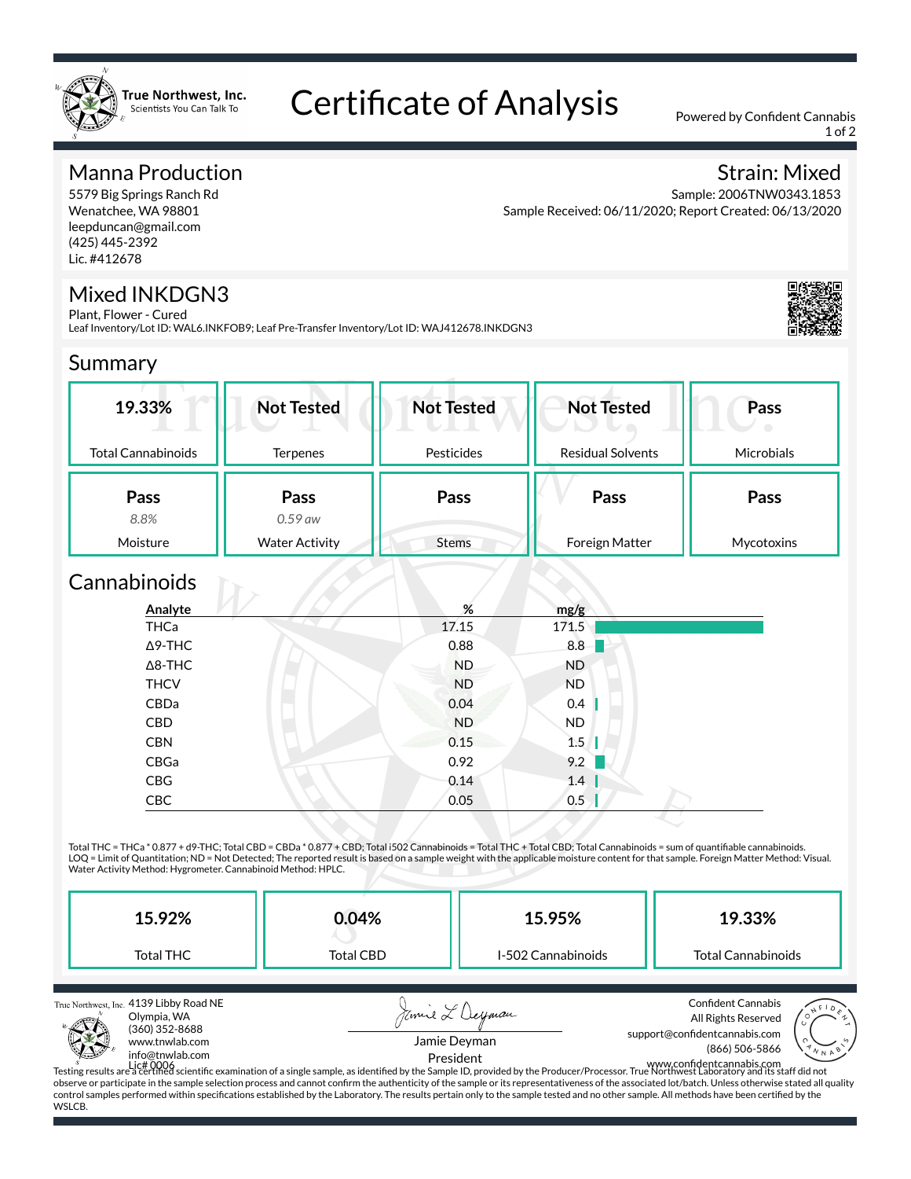True Northwest, Inc.
Scientists You Can Talk To

# Certificate of Analysis

Powered by Confident Cannabis

## Manna Production

5579 Big Springs Ranch Rd
Wenatchee, WA 98801
leepduncan@gmail.com
(425) 445-2392
Lic. #412678

**Strain: Mixed**
Sample: 2006TNW0343.1853
Sample Received: 06/11/2020; Report Created: 06/13/2020

## Mixed INKDGN3

Plant, Flower - Cured
Leaf Inventory/Lot ID: WAL6.INKFOB9; Leaf Pre-Transfer Inventory/Lot ID: WAJ412678.INKDGN3

## Summary

| Total Cannabinoids | Terpenes | Pesticides | Residual Solvents | Microbials |
|---|---|---|---|---|
| 19.33% | Not Tested | Not Tested | Not Tested | Pass |

| Moisture | Water Activity | Stems | Foreign Matter | Mycotoxins |
|---|---|---|---|---|
| Pass (8.8%) | Pass (0.59 aw) | Pass | Pass | Pass |

## Cannabinoids

| Analyte | % | mg/g |
|---|---|---|
| THCa | 17.15 | 171.5 |
| Δ9-THC | 0.88 | 8.8 |
| Δ8-THC | ND | ND |
| THCV | ND | ND |
| CBDa | 0.04 | 0.4 |
| CBD | ND | ND |
| CBN | 0.15 | 1.5 |
| CBGa | 0.92 | 9.2 |
| CBG | 0.14 | 1.4 |
| CBC | 0.05 | 0.5 |

Total THC = THCa * 0.877 + d9-THC; Total CBD = CBDa * 0.877 + CBD; Total i502 Cannabinoids = Total THC + Total CBD; Total Cannabinoids = sum of quantifiable cannabinoids.
LOQ = Limit of Quantitation; ND = Not Detected; The reported result is based on a sample weight with the applicable moisture content for that sample. Foreign Matter Method: Visual. Water Activity Method: Hygrometer. Cannabinoid Method: HPLC.

| Total THC | Total CBD | I-502 Cannabinoids | Total Cannabinoids |
|---|---|---|---|
| 15.92% | 0.04% | 15.95% | 19.33% |

True Northwest, Inc.
4139 Libby Road NE
Olympia, WA
(360) 352-8688
www.tnwlab.com
info@tnwlab.com
Lic# 0006

Jamie Deyman
President

Confident Cannabis
All Rights Reserved
support@confidentcannabis.com
(866) 506-5866
www.confidentcannabis.com

Testing results are a certified scientific examination of a single sample, as identified by the Sample ID, provided by the Producer/Processor. True Northwest Laboratory and its staff did not observe or participate in the sample selection process and cannot confirm the authenticity of the sample or its representativeness of the associated lot/batch. Unless otherwise stated all quality control samples performed within specifications established by the Laboratory. The results pertain only to the sample tested and no other sample. All methods have been certified by the WSLCB.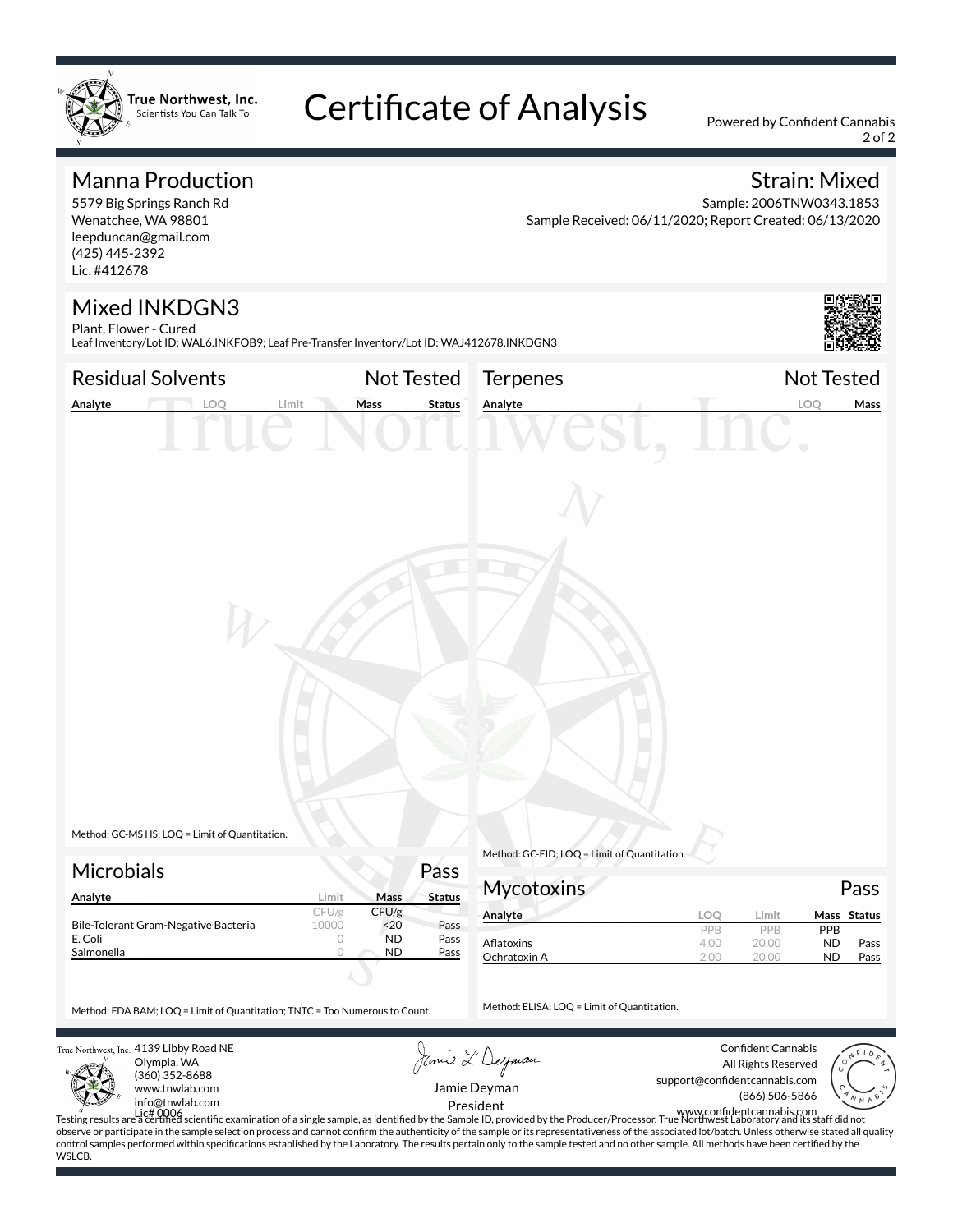True Northwest, Inc.
Scientists You Can Talk To

# Certificate of Analysis

Powered by Confident Cannabis

## Manna Production

5579 Big Springs Ranch Rd
Wenatchee, WA 98801
leepduncan@gmail.com
(425) 445-2392
Lic. #412678

**Strain: Mixed**
Sample: 2006TNW0343.1853
Sample Received: 06/11/2020; Report Created: 06/13/2020

## Mixed INKDGN3

Plant, Flower - Cured
Leaf Inventory/Lot ID: WAL6.INKFOB9; Leaf Pre-Transfer Inventory/Lot ID: WAJ412678.INKDGN3

### Residual Solvents — Not Tested

| Analyte | LOQ | Limit | Mass | Status |
|---|---|---|---|---|

Method: GC-MS HS; LOQ = Limit of Quantitation.

### Terpenes — Not Tested

| Analyte | LOQ | Mass |
|---|---|---|

Method: GC-FID; LOQ = Limit of Quantitation.

### Microbials — Pass

| Analyte | Limit | Mass | Status |
|---|---|---|---|
| | CFU/g | CFU/g | |
| Bile-Tolerant Gram-Negative Bacteria | 10000 | <20 | Pass |
| E. Coli | 0 | ND | Pass |
| Salmonella | 0 | ND | Pass |

Method: FDA BAM; LOQ = Limit of Quantitation; TNTC = Too Numerous to Count.

### Mycotoxins — Pass

| Analyte | LOQ | Limit | Mass | Status |
|---|---|---|---|---|
| | PPB | PPB | PPB | |
| Aflatoxins | 4.00 | 20.00 | ND | Pass |
| Ochratoxin A | 2.00 | 20.00 | ND | Pass |

Method: ELISA; LOQ = Limit of Quantitation.

True Northwest, Inc.
4139 Libby Road NE
Olympia, WA
(360) 352-8688
www.tnwlab.com
info@tnwlab.com
Lic# 0006

Jamie Deyman
President

Confident Cannabis
All Rights Reserved
support@confidentcannabis.com
(866) 506-5866
www.confidentcannabis.com

Testing results are a certified scientific examination of a single sample, as identified by the Sample ID, provided by the Producer/Processor. True Northwest Laboratory and its staff did not observe or participate in the sample selection process and cannot confirm the authenticity of the sample or its representatives of the associated lot/batch. Unless otherwise stated all quality control samples performed within specifications established by the Laboratory. The results pertain only to the sample tested and no other sample. All methods have been certified by the WSLCB.